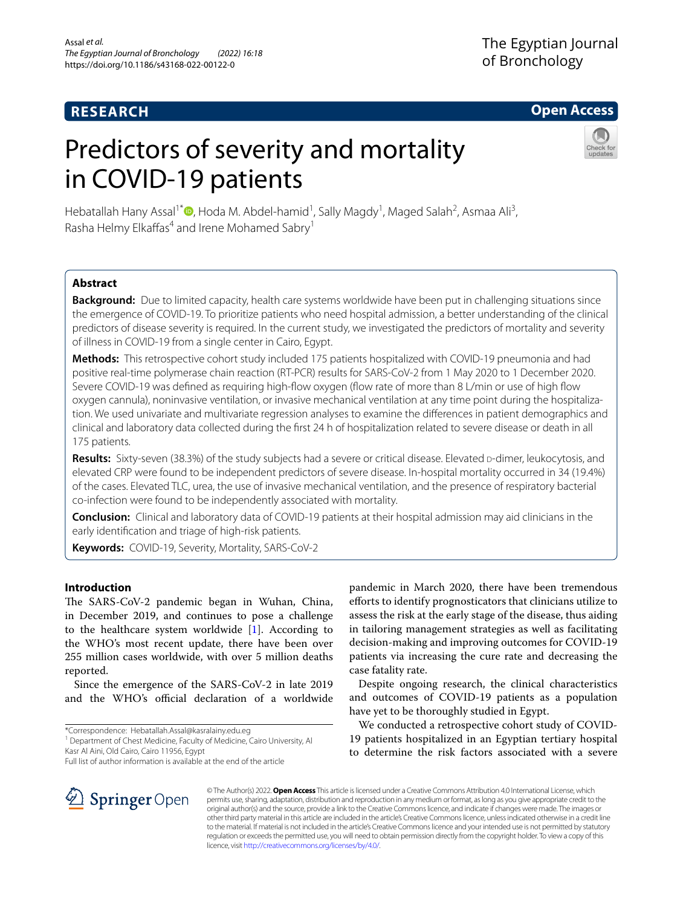RESEARCH

Open Access

# Predictors of severity and mortality in COVID-19 patients

Hebatallah Hany Assal[1*], Hoda M. Abdel-hamid[1], Sally Magdy[1], Maged Salah[2], Asmaa Ali[3], Rasha Helmy Elkaffas[4] and Irene Mohamed Sabry[1]

## Abstract

**Background:** Due to limited capacity, health care systems worldwide have been put in challenging situations since the emergence of COVID-19. To prioritize patients who need hospital admission, a better understanding of the clinical predictors of disease severity is required. In the current study, we investigated the predictors of mortality and severity of illness in COVID-19 from a single center in Cairo, Egypt.

**Methods:** This retrospective cohort study included 175 patients hospitalized with COVID-19 pneumonia and had positive real-time polymerase chain reaction (RT-PCR) results for SARS-CoV-2 from 1 May 2020 to 1 December 2020. Severe COVID-19 was defined as requiring high-flow oxygen (flow rate of more than 8 L/min or use of high flow oxygen cannula), noninvasive ventilation, or invasive mechanical ventilation at any time point during the hospitalization. We used univariate and multivariate regression analyses to examine the differences in patient demographics and clinical and laboratory data collected during the first 24 h of hospitalization related to severe disease or death in all 175 patients.

**Results:** Sixty-seven (38.3%) of the study subjects had a severe or critical disease. Elevated D-dimer, leukocytosis, and elevated CRP were found to be independent predictors of severe disease. In-hospital mortality occurred in 34 (19.4%) of the cases. Elevated TLC, urea, the use of invasive mechanical ventilation, and the presence of respiratory bacterial co-infection were found to be independently associated with mortality.

**Conclusion:** Clinical and laboratory data of COVID-19 patients at their hospital admission may aid clinicians in the early identification and triage of high-risk patients.

**Keywords:** COVID-19, Severity, Mortality, SARS-CoV-2

## Introduction

The SARS-CoV-2 pandemic began in Wuhan, China, in December 2019, and continues to pose a challenge to the healthcare system worldwide [1]. According to the WHO's most recent update, there have been over 255 million cases worldwide, with over 5 million deaths reported.

Since the emergence of the SARS-CoV-2 in late 2019 and the WHO's official declaration of a worldwide pandemic in March 2020, there have been tremendous efforts to identify prognosticators that clinicians utilize to assess the risk at the early stage of the disease, thus aiding in tailoring management strategies as well as facilitating decision-making and improving outcomes for COVID-19 patients via increasing the cure rate and decreasing the case fatality rate.

Despite ongoing research, the clinical characteristics and outcomes of COVID-19 patients as a population have yet to be thoroughly studied in Egypt.

We conducted a retrospective cohort study of COVID-19 patients hospitalized in an Egyptian tertiary hospital to determine the risk factors associated with a severe

*Correspondence: Hebatallah.Assal@kasralainy.edu.eg

[1] Department of Chest Medicine, Faculty of Medicine, Cairo University, Al Kasr Al Aini, Old Cairo, Cairo 11956, Egypt

Full list of author information is available at the end of the article

© The Author(s) 2022. **Open Access** This article is licensed under a Creative Commons Attribution 4.0 International License, which permits use, sharing, adaptation, distribution and reproduction in any medium or format, as long as you give appropriate credit to the original author(s) and the source, provide a link to the Creative Commons licence, and indicate if changes were made. The images or other third party material in this article are included in the article's Creative Commons licence, unless indicated otherwise in a credit line to the material. If material is not included in the article's Creative Commons licence and your intended use is not permitted by statutory regulation or exceeds the permitted use, you will need to obtain permission directly from the copyright holder. To view a copy of this licence, visit http://creativecommons.org/licenses/by/4.0/.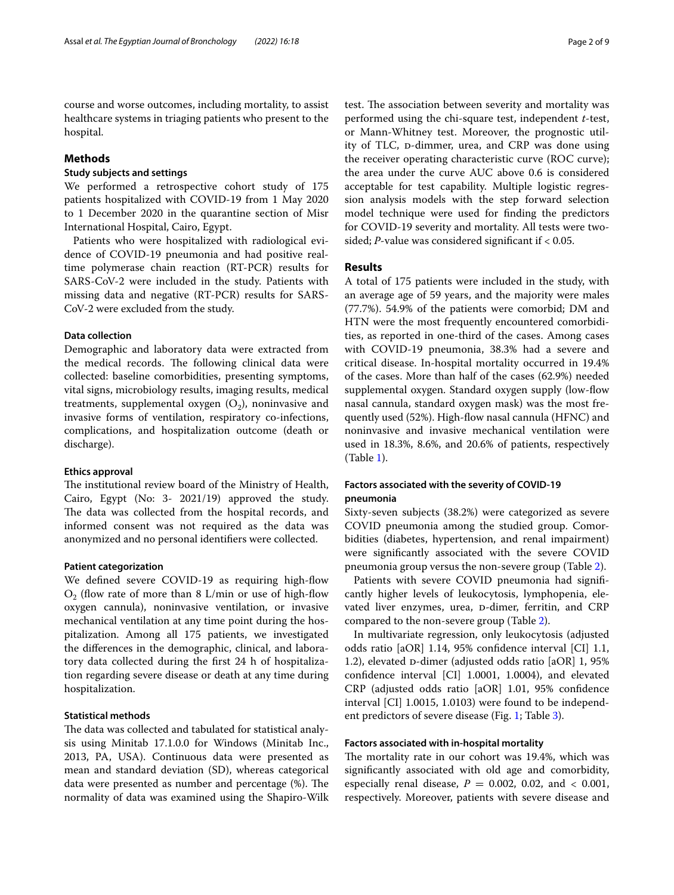course and worse outcomes, including mortality, to assist healthcare systems in triaging patients who present to the hospital.

## Methods

### Study subjects and settings

We performed a retrospective cohort study of 175 patients hospitalized with COVID-19 from 1 May 2020 to 1 December 2020 in the quarantine section of Misr International Hospital, Cairo, Egypt.

Patients who were hospitalized with radiological evidence of COVID-19 pneumonia and had positive real-time polymerase chain reaction (RT-PCR) results for SARS-CoV-2 were included in the study. Patients with missing data and negative (RT-PCR) results for SARS-CoV-2 were excluded from the study.

#### Data collection

Demographic and laboratory data were extracted from the medical records. The following clinical data were collected: baseline comorbidities, presenting symptoms, vital signs, microbiology results, imaging results, medical treatments, supplemental oxygen ($O_2$), noninvasive and invasive forms of ventilation, respiratory co-infections, complications, and hospitalization outcome (death or discharge).

#### Ethics approval

The institutional review board of the Ministry of Health, Cairo, Egypt (No: 3- 2021/19) approved the study. The data was collected from the hospital records, and informed consent was not required as the data was anonymized and no personal identifiers were collected.

#### Patient categorization

We defined severe COVID-19 as requiring high-flow $O_2$ (flow rate of more than 8 L/min or use of high-flow oxygen cannula), noninvasive ventilation, or invasive mechanical ventilation at any time point during the hospitalization. Among all 175 patients, we investigated the differences in the demographic, clinical, and laboratory data collected during the first 24 h of hospitalization regarding severe disease or death at any time during hospitalization.

#### Statistical methods

The data was collected and tabulated for statistical analysis using Minitab 17.1.0.0 for Windows (Minitab Inc., 2013, PA, USA). Continuous data were presented as mean and standard deviation (SD), whereas categorical data were presented as number and percentage (%). The normality of data was examined using the Shapiro-Wilk test. The association between severity and mortality was performed using the chi-square test, independent *t*-test, or Mann-Whitney test. Moreover, the prognostic utility of TLC, D-dimmer, urea, and CRP was done using the receiver operating characteristic curve (ROC curve); the area under the curve AUC above 0.6 is considered acceptable for test capability. Multiple logistic regression analysis models with the step forward selection model technique were used for finding the predictors for COVID-19 severity and mortality. All tests were two-sided; *P*-value was considered significant if < 0.05.

## Results

A total of 175 patients were included in the study, with an average age of 59 years, and the majority were males (77.7%). 54.9% of the patients were comorbid; DM and HTN were the most frequently encountered comorbidities, as reported in one-third of the cases. Among cases with COVID-19 pneumonia, 38.3% had a severe and critical disease. In-hospital mortality occurred in 19.4% of the cases. More than half of the cases (62.9%) needed supplemental oxygen. Standard oxygen supply (low-flow nasal cannula, standard oxygen mask) was the most frequently used (52%). High-flow nasal cannula (HFNC) and noninvasive and invasive mechanical ventilation were used in 18.3%, 8.6%, and 20.6% of patients, respectively (Table 1).

### Factors associated with the severity of COVID-19 pneumonia

Sixty-seven subjects (38.2%) were categorized as severe COVID pneumonia among the studied group. Comorbidities (diabetes, hypertension, and renal impairment) were significantly associated with the severe COVID pneumonia group versus the non-severe group (Table 2).

Patients with severe COVID pneumonia had significantly higher levels of leukocytosis, lymphopenia, elevated liver enzymes, urea, D-dimer, ferritin, and CRP compared to the non-severe group (Table 2).

In multivariate regression, only leukocytosis (adjusted odds ratio [aOR] 1.14, 95% confidence interval [CI] 1.1, 1.2), elevated D-dimer (adjusted odds ratio [aOR] 1, 95% confidence interval [CI] 1.0001, 1.0004), and elevated CRP (adjusted odds ratio [aOR] 1.01, 95% confidence interval [CI] 1.0015, 1.0103) were found to be independent predictors of severe disease (Fig. 1; Table 3).

### Factors associated with in-hospital mortality

The mortality rate in our cohort was 19.4%, which was significantly associated with old age and comorbidity, especially renal disease, $P = 0.002$, 0.02, and $< 0.001$, respectively. Moreover, patients with severe disease and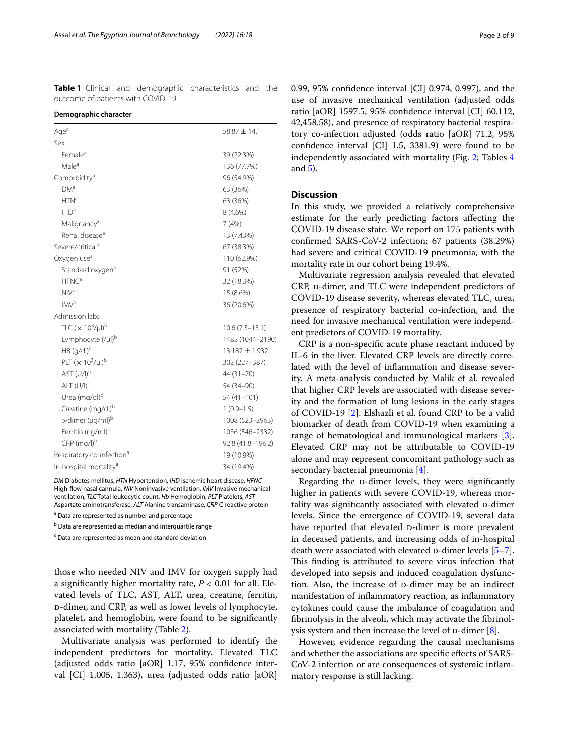**Table 1** Clinical and demographic characteristics and the outcome of patients with COVID-19

| Demographic character | |
|---|---|
| Age[c] | 58.87 ± 14.1 |
| Sex | |
| Female[a] | 39 (22.3%) |
| Male[a] | 136 (77.7%) |
| Comorbidity[a] | 96 (54.9%) |
| DM[a] | 63 (36%) |
| HTN[a] | 63 (36%) |
| IHD[a] | 8 (4.6%) |
| Malignancy[a] | 7 (4%) |
| Renal disease[a] | 13 (7.43%) |
| Severe/critical[a] | 67 (38.3%) |
| Oxygen use[a] | 110 (62.9%) |
| Standard oxygen[a] | 91 (52%) |
| HFNC[a] | 32 (18.3%) |
| NIV[a] | 15 (8.6%) |
| IMV[a] | 36 (20.6%) |
| Admission labs | |
| TLC ($\times 10^3$/μl)[b] | 10.6 (7.3–15.1) |
| Lymphocyte (/μl)[b] | 1485 (1044–2190) |
| HB (g/dl)[c] | 13.187 ± 1.932 |
| PLT ($\times 10^3$/μl)[b] | 302 (227–387) |
| AST (U/l)[b] | 44 (31–70) |
| ALT (U/l)[b] | 54 (34–90) |
| Urea (mg/dl)[b] | 54 (41–101) |
| Creatine (mg/dl)[b] | 1 (0.9–1.5) |
| D-dimer (μg/ml)[b] | 1008 (523–2963) |
| Ferritin (ng/ml)[b] | 1036 (546–2332) |
| CRP (mg/l)[b] | 92.8 (41.8–196.2) |
| Respiratory co-infection[a] | 19 (10.9%) |
| In-hospital mortality[a] | 34 (19.4%) |

*DM* Diabetes mellitus, *HTN* Hypertension, *IHD* Ischemic heart disease, *HFNC* High-flow nasal cannula, *NIV* Noninvasive ventilation, *IMV* Invasive mechanical ventilation, *TLC* Total leukocytic count, *Hb* Hemoglobin, *PLT* Platelets, *AST* Aspartate aminotransferase, *ALT* Alanine transaminase, *CRP* C-reactive protein

[a] Data are represented as number and percentage

[b] Data are represented as median and interquartile range

[c] Data are represented as mean and standard deviation

those who needed NIV and IMV for oxygen supply had a significantly higher mortality rate, $P < 0.01$ for all. Elevated levels of TLC, AST, ALT, urea, creatine, ferritin, D-dimer, and CRP, as well as lower levels of lymphocyte, platelet, and hemoglobin, were found to be significantly associated with mortality (Table 2).

Multivariate analysis was performed to identify the independent predictors for mortality. Elevated TLC (adjusted odds ratio [aOR] 1.17, 95% confidence interval [CI] 1.005, 1.363), urea (adjusted odds ratio [aOR] 0.99, 95% confidence interval [CI] 0.974, 0.997), and the use of invasive mechanical ventilation (adjusted odds ratio [aOR] 1597.5, 95% confidence interval [CI] 60.112, 42,458.58), and presence of respiratory bacterial respiratory co-infection adjusted (odds ratio [aOR] 71.2, 95% confidence interval [CI] 1.5, 3381.9) were found to be independently associated with mortality (Fig. 2; Tables 4 and 5).

## Discussion

In this study, we provided a relatively comprehensive estimate for the early predicting factors affecting the COVID-19 disease state. We report on 175 patients with confirmed SARS-CoV-2 infection; 67 patients (38.29%) had severe and critical COVID-19 pneumonia, with the mortality rate in our cohort being 19.4%.

Multivariate regression analysis revealed that elevated CRP, D-dimer, and TLC were independent predictors of COVID-19 disease severity, whereas elevated TLC, urea, presence of respiratory bacterial co-infection, and the need for invasive mechanical ventilation were independent predictors of COVID-19 mortality.

CRP is a non-specific acute phase reactant induced by IL-6 in the liver. Elevated CRP levels are directly correlated with the level of inflammation and disease severity. A meta-analysis conducted by Malik et al. revealed that higher CRP levels are associated with disease severity and the formation of lung lesions in the early stages of COVID-19 [2]. Elshazli et al. found CRP to be a valid biomarker of death from COVID-19 when examining a range of hematological and immunological markers [3]. Elevated CRP may not be attributable to COVID-19 alone and may represent concomitant pathology such as secondary bacterial pneumonia [4].

Regarding the D-dimer levels, they were significantly higher in patients with severe COVID-19, whereas mortality was significantly associated with elevated D-dimer levels. Since the emergence of COVID-19, several data have reported that elevated D-dimer is more prevalent in deceased patients, and increasing odds of in-hospital death were associated with elevated D-dimer levels [5–7]. This finding is attributed to severe virus infection that developed into sepsis and induced coagulation dysfunction. Also, the increase of D-dimer may be an indirect manifestation of inflammatory reaction, as inflammatory cytokines could cause the imbalance of coagulation and fibrinolysis in the alveoli, which may activate the fibrinolysis system and then increase the level of D-dimer [8].

However, evidence regarding the causal mechanisms and whether the associations are specific effects of SARS-CoV-2 infection or are consequences of systemic inflammatory response is still lacking.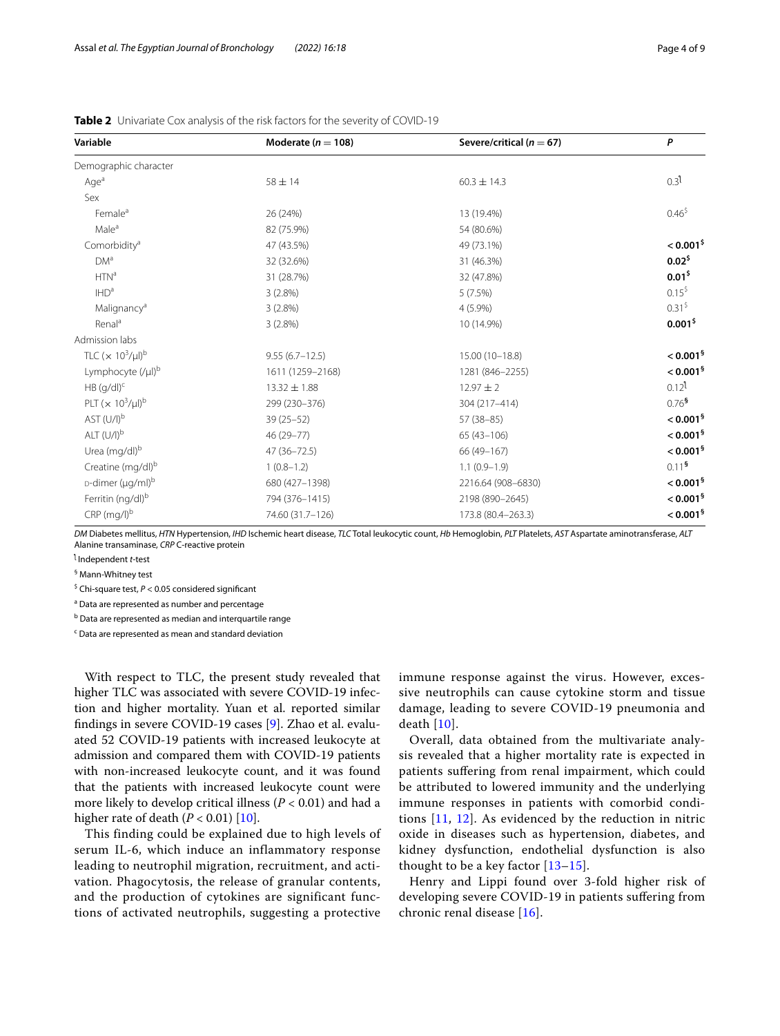**Table 2** Univariate Cox analysis of the risk factors for the severity of COVID-19

| Variable | Moderate ($n = 108$) | Severe/critical ($n = 67$) | P |
|---|---|---|---|
| Demographic character | | | |
| Age[a] | 58 ± 14 | 60.3 ± 14.3 | 0.3[˥] |
| Sex | | | |
| Female[a] | 26 (24%) | 13 (19.4%) | 0.46[$] |
| Male[a] | 82 (75.9%) | 54 (80.6%) | |
| Comorbidity[a] | 47 (43.5%) | 49 (73.1%) | **< 0.001[$]** |
| DM[a] | 32 (32.6%) | 31 (46.3%) | **0.02[$]** |
| HTN[a] | 31 (28.7%) | 32 (47.8%) | **0.01[$]** |
| IHD[a] | 3 (2.8%) | 5 (7.5%) | 0.15[$] |
| Malignancy[a] | 3 (2.8%) | 4 (5.9%) | 0.31[$] |
| Renal[a] | 3 (2.8%) | 10 (14.9%) | **0.001[$]** |
| Admission labs | | | |
| TLC ($\times 10^3$/μl)[b] | 9.55 (6.7–12.5) | 15.00 (10–18.8) | **< 0.001[§]** |
| Lymphocyte (/μl)[b] | 1611 (1259–2168) | 1281 (846–2255) | **< 0.001[§]** |
| HB (g/dl)[c] | 13.32 ± 1.88 | 12.97 ± 2 | 0.12[˥] |
| PLT ($\times 10^3$/μl)[b] | 299 (230–376) | 304 (217–414) | 0.76[§] |
| AST (U/l)[b] | 39 (25–52) | 57 (38–85) | **< 0.001[§]** |
| ALT (U/l)[b] | 46 (29–77) | 65 (43–106) | **< 0.001[§]** |
| Urea (mg/dl)[b] | 47 (36–72.5) | 66 (49–167) | **< 0.001[§]** |
| Creatine (mg/dl)[b] | 1 (0.8–1.2) | 1.1 (0.9–1.9) | 0.11[§] |
| D-dimer (μg/ml)[b] | 680 (427–1398) | 2216.64 (908–6830) | **< 0.001[§]** |
| Ferritin (ng/dl)[b] | 794 (376–1415) | 2198 (890–2645) | **< 0.001[§]** |
| CRP (mg/l)[b] | 74.60 (31.7–126) | 173.8 (80.4–263.3) | **< 0.001[§]** |

*DM* Diabetes mellitus, *HTN* Hypertension, *IHD* Ischemic heart disease, *TLC* Total leukocytic count, *Hb* Hemoglobin, *PLT* Platelets, *AST* Aspartate aminotransferase, *ALT* Alanine transaminase, *CRP* C-reactive protein

[˥] Independent *t*-test

[§] Mann-Whitney test

[$] Chi-square test, $P < 0.05$ considered significant

[a] Data are represented as number and percentage

[b] Data are represented as median and interquartile range

[c] Data are represented as mean and standard deviation

With respect to TLC, the present study revealed that higher TLC was associated with severe COVID-19 infection and higher mortality. Yuan et al. reported similar findings in severe COVID-19 cases [9]. Zhao et al. evaluated 52 COVID-19 patients with increased leukocyte at admission and compared them with COVID-19 patients with non-increased leukocyte count, and it was found that the patients with increased leukocyte count were more likely to develop critical illness ($P < 0.01$) and had a higher rate of death ($P < 0.01$) [10].

This finding could be explained due to high levels of serum IL-6, which induce an inflammatory response leading to neutrophil migration, recruitment, and activation. Phagocytosis, the release of granular contents, and the production of cytokines are significant functions of activated neutrophils, suggesting a protective immune response against the virus. However, excessive neutrophils can cause cytokine storm and tissue damage, leading to severe COVID-19 pneumonia and death [10].

Overall, data obtained from the multivariate analysis revealed that a higher mortality rate is expected in patients suffering from renal impairment, which could be attributed to lowered immunity and the underlying immune responses in patients with comorbid conditions [11, 12]. As evidenced by the reduction in nitric oxide in diseases such as hypertension, diabetes, and kidney dysfunction, endothelial dysfunction is also thought to be a key factor [13–15].

Henry and Lippi found over 3-fold higher risk of developing severe COVID-19 in patients suffering from chronic renal disease [16].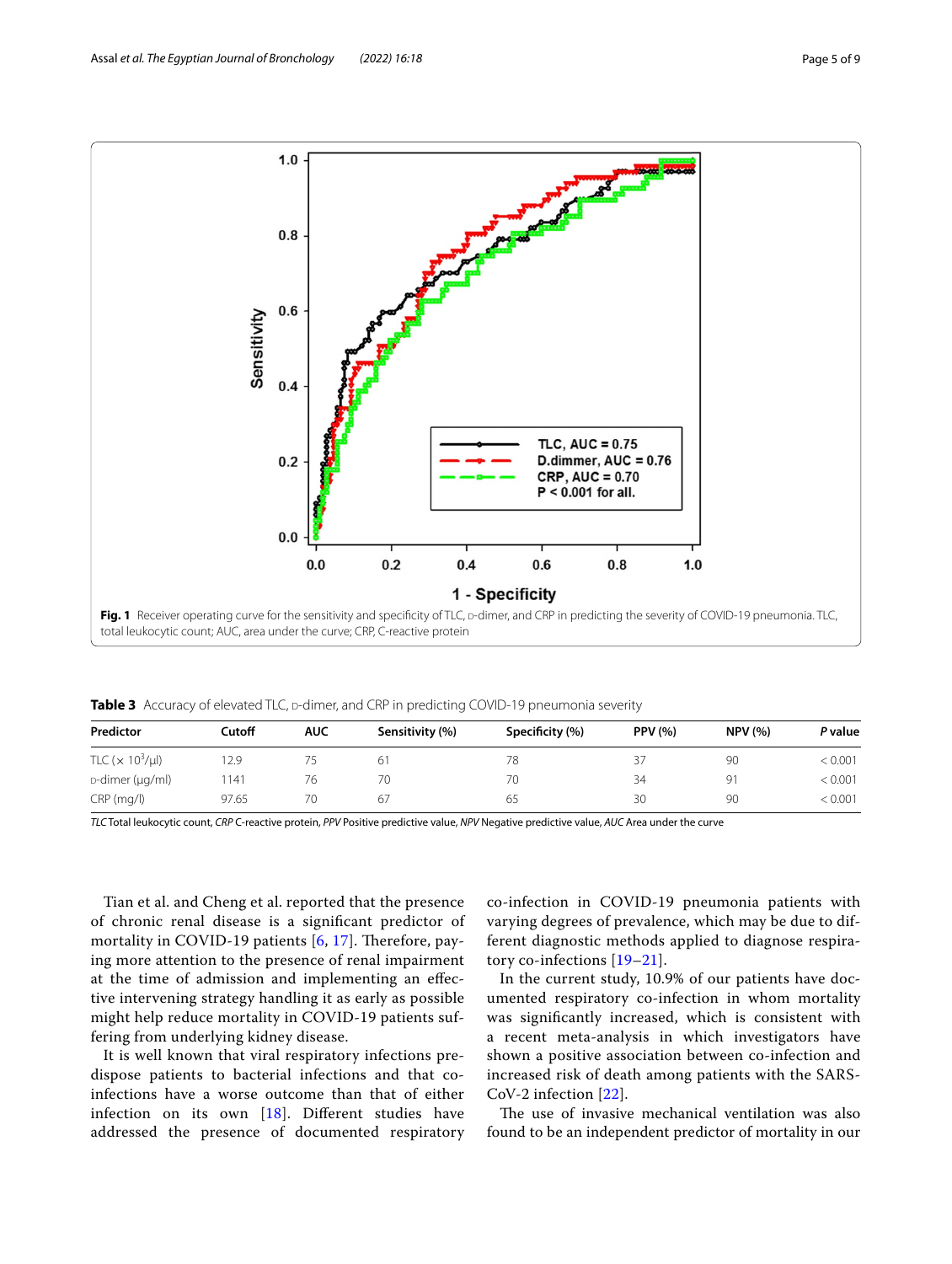Fig. 1 Receiver operating curve for the sensitivity and specificity of TLC, D-dimer, and CRP in predicting the severity of COVID-19 pneumonia. TLC, total leukocytic count; AUC, area under the curve; CRP, C-reactive protein

**Table 3** Accuracy of elevated TLC, D-dimer, and CRP in predicting COVID-19 pneumonia severity

| Predictor | Cutoff | AUC | Sensitivity (%) | Specificity (%) | PPV (%) | NPV (%) | *P* value |
|---|---|---|---|---|---|---|---|
| TLC ($\times 10^3/\mu l$) | 12.9 | 75 | 61 | 78 | 37 | 90 | < 0.001 |
| D-dimer (μg/ml) | 1141 | 76 | 70 | 70 | 34 | 91 | < 0.001 |
| CRP (mg/l) | 97.65 | 70 | 67 | 65 | 30 | 90 | < 0.001 |

*TLC* Total leukocytic count, *CRP* C-reactive protein, *PPV* Positive predictive value, *NPV* Negative predictive value, *AUC* Area under the curve

Tian et al. and Cheng et al. reported that the presence of chronic renal disease is a significant predictor of mortality in COVID-19 patients [6, 17]. Therefore, paying more attention to the presence of renal impairment at the time of admission and implementing an effective intervening strategy handling it as early as possible might help reduce mortality in COVID-19 patients suffering from underlying kidney disease.

It is well known that viral respiratory infections predispose patients to bacterial infections and that co-infections have a worse outcome than that of either infection on its own [18]. Different studies have addressed the presence of documented respiratory co-infection in COVID-19 pneumonia patients with varying degrees of prevalence, which may be due to different diagnostic methods applied to diagnose respiratory co-infections [19–21].

In the current study, 10.9% of our patients have documented respiratory co-infection in whom mortality was significantly increased, which is consistent with a recent meta-analysis in which investigators have shown a positive association between co-infection and increased risk of death among patients with the SARS-CoV-2 infection [22].

The use of invasive mechanical ventilation was also found to be an independent predictor of mortality in our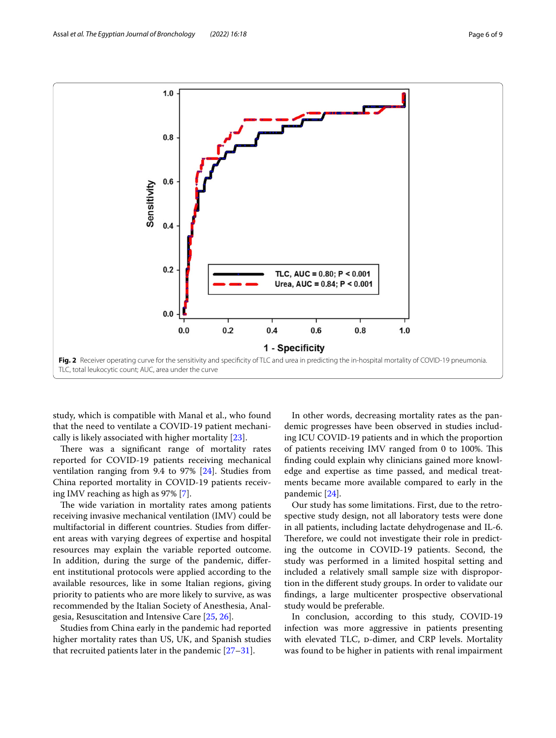Fig. 2 Receiver operating curve for the sensitivity and specificity of TLC and urea in predicting the in-hospital mortality of COVID-19 pneumonia. TLC, total leukocytic count; AUC, area under the curve

study, which is compatible with Manal et al., who found that the need to ventilate a COVID-19 patient mechanically is likely associated with higher mortality [23].

There was a significant range of mortality rates reported for COVID-19 patients receiving mechanical ventilation ranging from 9.4 to 97% [24]. Studies from China reported mortality in COVID-19 patients receiving IMV reaching as high as 97% [7].

The wide variation in mortality rates among patients receiving invasive mechanical ventilation (IMV) could be multifactorial in different countries. Studies from different areas with varying degrees of expertise and hospital resources may explain the variable reported outcome. In addition, during the surge of the pandemic, different institutional protocols were applied according to the available resources, like in some Italian regions, giving priority to patients who are more likely to survive, as was recommended by the Italian Society of Anesthesia, Analgesia, Resuscitation and Intensive Care [25, 26].

Studies from China early in the pandemic had reported higher mortality rates than US, UK, and Spanish studies that recruited patients later in the pandemic [27–31].

In other words, decreasing mortality rates as the pandemic progresses have been observed in studies including ICU COVID-19 patients and in which the proportion of patients receiving IMV ranged from 0 to 100%. This finding could explain why clinicians gained more knowledge and expertise as time passed, and medical treatments became more available compared to early in the pandemic [24].

Our study has some limitations. First, due to the retrospective study design, not all laboratory tests were done in all patients, including lactate dehydrogenase and IL-6. Therefore, we could not investigate their role in predicting the outcome in COVID-19 patients. Second, the study was performed in a limited hospital setting and included a relatively small sample size with disproportion in the different study groups. In order to validate our findings, a large multicenter prospective observational study would be preferable.

In conclusion, according to this study, COVID-19 infection was more aggressive in patients presenting with elevated TLC, D-dimer, and CRP levels. Mortality was found to be higher in patients with renal impairment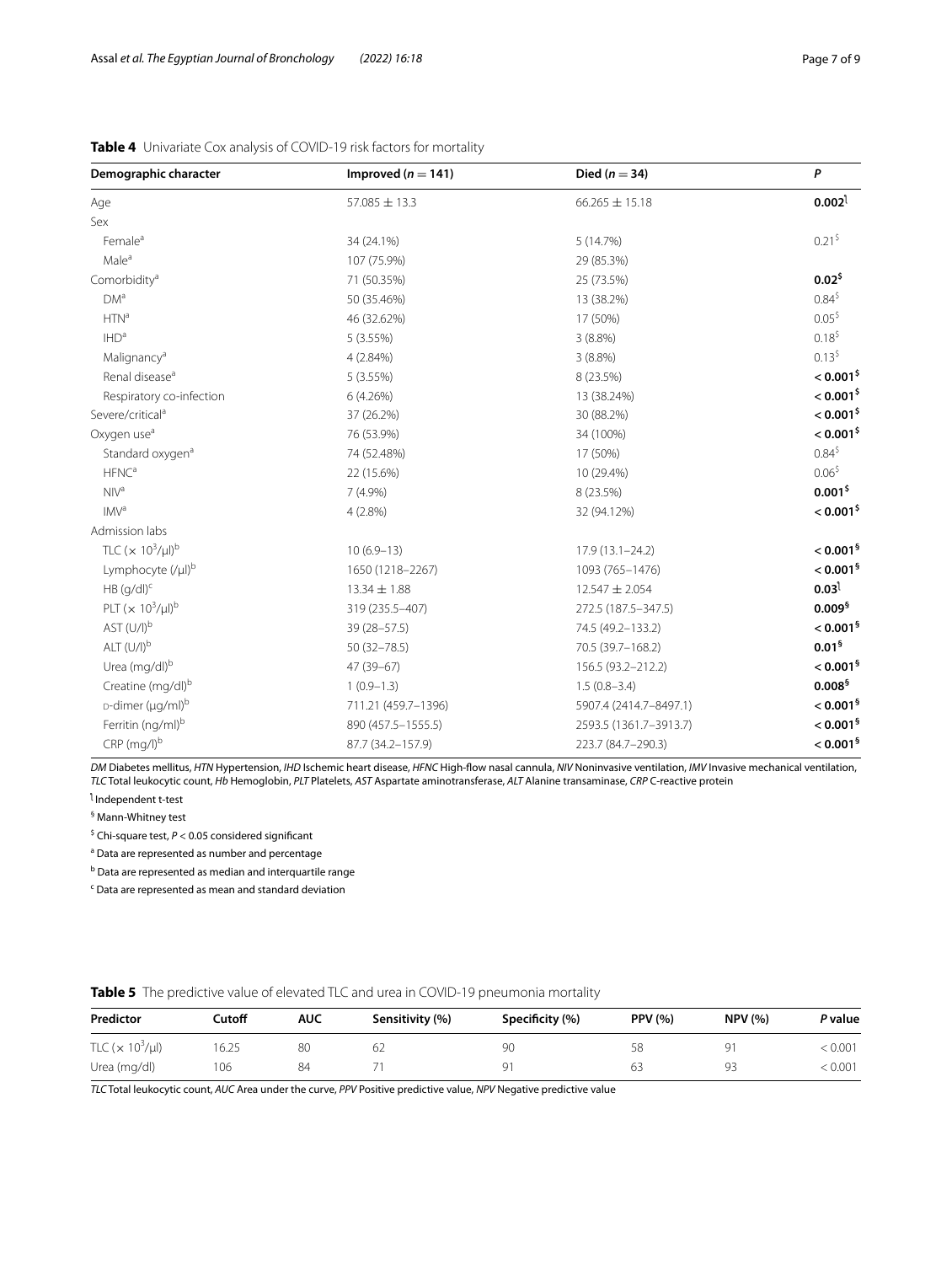**Table 4** Univariate Cox analysis of COVID-19 risk factors for mortality

| Demographic character | Improved ($n = 141$) | Died ($n = 34$) | *P* |
|---|---|---|---|
| Age | 57.085 ± 13.3 | 66.265 ± 15.18 | **0.002**[ⁱ] |
| Sex | | | |
| Female[a] | 34 (24.1%) | 5 (14.7%) | 0.21[$] |
| Male[a] | 107 (75.9%) | 29 (85.3%) | |
| Comorbidity[a] | 71 (50.35%) | 25 (73.5%) | **0.02**[$] |
| DM[a] | 50 (35.46%) | 13 (38.2%) | 0.84[$] |
| HTN[a] | 46 (32.62%) | 17 (50%) | 0.05[$] |
| IHD[a] | 5 (3.55%) | 3 (8.8%) | 0.18[$] |
| Malignancy[a] | 4 (2.84%) | 3 (8.8%) | 0.13[$] |
| Renal disease[a] | 5 (3.55%) | 8 (23.5%) | **< 0.001**[$] |
| Respiratory co-infection | 6 (4.26%) | 13 (38.24%) | **< 0.001**[$] |
| Severe/critical[a] | 37 (26.2%) | 30 (88.2%) | **< 0.001**[$] |
| Oxygen use[a] | 76 (53.9%) | 34 (100%) | **< 0.001**[$] |
| Standard oxygen[a] | 74 (52.48%) | 17 (50%) | 0.84[$] |
| HFNC[a] | 22 (15.6%) | 10 (29.4%) | 0.06[$] |
| NIV[a] | 7 (4.9%) | 8 (23.5%) | **0.001**[$] |
| IMV[a] | 4 (2.8%) | 32 (94.12%) | **< 0.001**[$] |
| Admission labs | | | |
| TLC ($\times 10^3$/μl)[b] | 10 (6.9–13) | 17.9 (13.1–24.2) | **< 0.001**[§] |
| Lymphocyte (/μl)[b] | 1650 (1218–2267) | 1093 (765–1476) | **< 0.001**[§] |
| HB (g/dl)[c] | 13.34 ± 1.88 | 12.547 ± 2.054 | **0.03**[ⁱ] |
| PLT ($\times 10^3$/μl)[b] | 319 (235.5–407) | 272.5 (187.5–347.5) | **0.009**[§] |
| AST (U/l)[b] | 39 (28–57.5) | 74.5 (49.2–133.2) | **< 0.001**[§] |
| ALT (U/l)[b] | 50 (32–78.5) | 70.5 (39.7–168.2) | **0.01**[§] |
| Urea (mg/dl)[b] | 47 (39–67) | 156.5 (93.2–212.2) | **< 0.001**[§] |
| Creatine (mg/dl)[b] | 1 (0.9–1.3) | 1.5 (0.8–3.4) | **0.008**[§] |
| D-dimer (μg/ml)[b] | 711.21 (459.7–1396) | 5907.4 (2414.7–8497.1) | **< 0.001**[§] |
| Ferritin (ng/ml)[b] | 890 (457.5–1555.5) | 2593.5 (1361.7–3913.7) | **< 0.001**[§] |
| CRP (mg/l)[b] | 87.7 (34.2–157.9) | 223.7 (84.7–290.3) | **< 0.001**[§] |

*DM* Diabetes mellitus, *HTN* Hypertension, *IHD* Ischemic heart disease, *HFNC* High-flow nasal cannula, *NIV* Noninvasive ventilation, *IMV* Invasive mechanical ventilation, *TLC* Total leukocytic count, *Hb* Hemoglobin, *PLT* Platelets, *AST* Aspartate aminotransferase, *ALT* Alanine transaminase, *CRP* C-reactive protein

[ⁱ] Independent t-test

[§] Mann-Whitney test

[$] Chi-square test, $P < 0.05$ considered significant

[a] Data are represented as number and percentage

[b] Data are represented as median and interquartile range

[c] Data are represented as mean and standard deviation

**Table 5** The predictive value of elevated TLC and urea in COVID-19 pneumonia mortality

| Predictor | Cutoff | AUC | Sensitivity (%) | Specificity (%) | PPV (%) | NPV (%) | *P* value |
|---|---|---|---|---|---|---|---|
| TLC ($\times 10^3$/μl) | 16.25 | 80 | 62 | 90 | 58 | 91 | < 0.001 |
| Urea (mg/dl) | 106 | 84 | 71 | 91 | 63 | 93 | < 0.001 |

*TLC* Total leukocytic count, *AUC* Area under the curve, *PPV* Positive predictive value, *NPV* Negative predictive value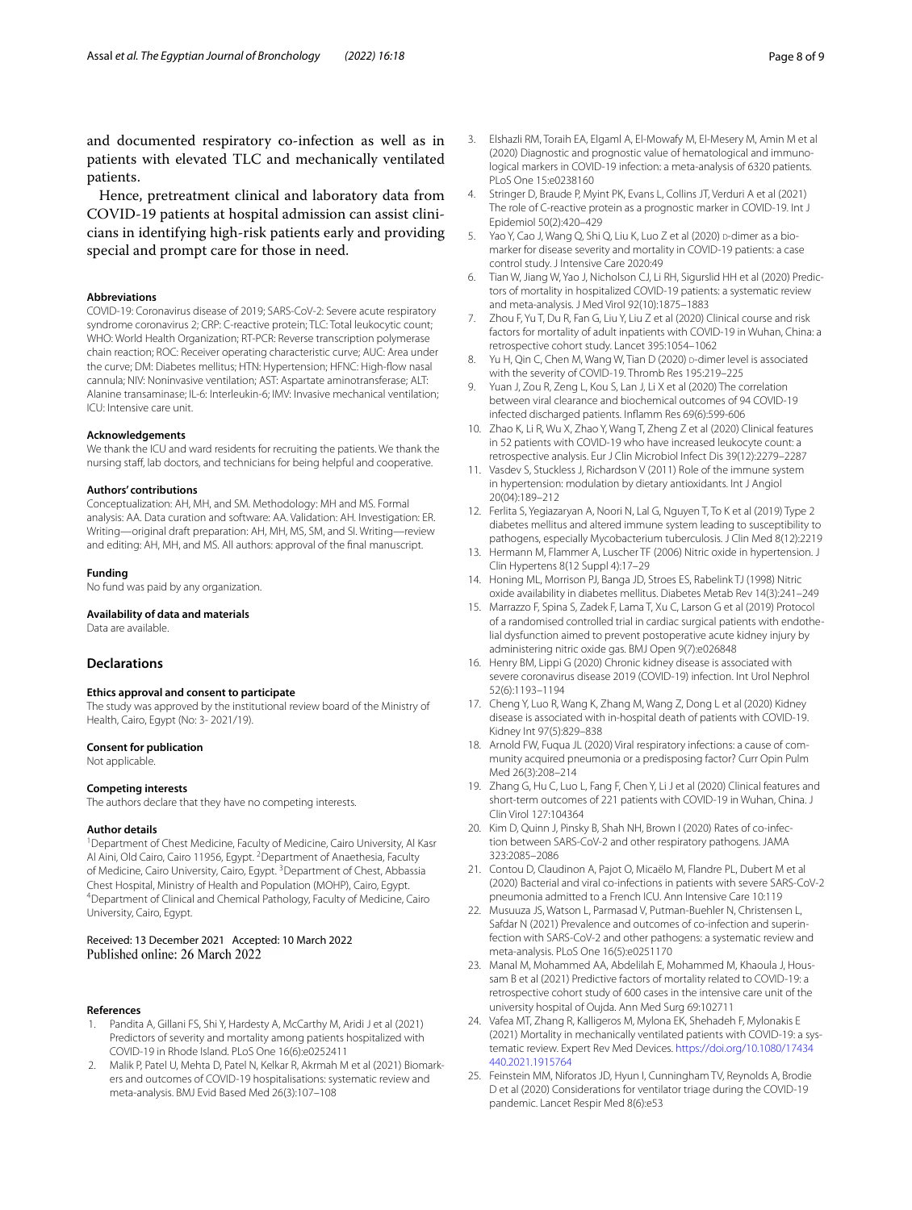and documented respiratory co-infection as well as in patients with elevated TLC and mechanically ventilated patients.

Hence, pretreatment clinical and laboratory data from COVID-19 patients at hospital admission can assist clinicians in identifying high-risk patients early and providing special and prompt care for those in need.

#### Abbreviations

COVID-19: Coronavirus disease of 2019; SARS-CoV-2: Severe acute respiratory syndrome coronavirus 2; CRP: C-reactive protein; TLC: Total leukocytic count; WHO: World Health Organization; RT-PCR: Reverse transcription polymerase chain reaction; ROC: Receiver operating characteristic curve; AUC: Area under the curve; DM: Diabetes mellitus; HTN: Hypertension; HFNC: High-flow nasal cannula; NIV: Noninvasive ventilation; AST: Aspartate aminotransferase; ALT: Alanine transaminase; IL-6: Interleukin-6; IMV: Invasive mechanical ventilation; ICU: Intensive care unit.

#### Acknowledgements

We thank the ICU and ward residents for recruiting the patients. We thank the nursing staff, lab doctors, and technicians for being helpful and cooperative.

#### Authors' contributions

Conceptualization: AH, MH, and SM. Methodology: MH and MS. Formal analysis: AA. Data curation and software: AA. Validation: AH. Investigation: ER. Writing—original draft preparation: AH, MH, MS, SM, and SI. Writing—review and editing: AH, MH, and MS. All authors: approval of the final manuscript.

#### Funding

No fund was paid by any organization.

#### Availability of data and materials

Data are available.

## Declarations

#### Ethics approval and consent to participate

The study was approved by the institutional review board of the Ministry of Health, Cairo, Egypt (No: 3- 2021/19).

#### Consent for publication

Not applicable.

#### Competing interests

The authors declare that they have no competing interests.

#### Author details

[1]Department of Chest Medicine, Faculty of Medicine, Cairo University, Al Kasr Al Aini, Old Cairo, Cairo 11956, Egypt. [2]Department of Anaethesia, Faculty of Medicine, Cairo University, Cairo, Egypt. [3]Department of Chest, Abbassia Chest Hospital, Ministry of Health and Population (MOHP), Cairo, Egypt. [4]Department of Clinical and Chemical Pathology, Faculty of Medicine, Cairo University, Cairo, Egypt.

Received: 13 December 2021 Accepted: 10 March 2022
Published online: 26 March 2022

#### References

1. Pandita A, Gillani FS, Shi Y, Hardesty A, McCarthy M, Aridi J et al (2021) Predictors of severity and mortality among patients hospitalized with COVID-19 in Rhode Island. PLoS One 16(6):e0252411
2. Malik P, Patel U, Mehta D, Patel N, Kelkar R, Akrmah M et al (2021) Biomarkers and outcomes of COVID-19 hospitalisations: systematic review and meta-analysis. BMJ Evid Based Med 26(3):107–108
3. Elshazli RM, Toraih EA, Elgaml A, El-Mowafy M, El-Mesery M, Amin M et al (2020) Diagnostic and prognostic value of hematological and immunological markers in COVID-19 infection: a meta-analysis of 6320 patients. PLoS One 15:e0238160
4. Stringer D, Braude P, Myint PK, Evans L, Collins JT, Verduri A et al (2021) The role of C-reactive protein as a prognostic marker in COVID-19. Int J Epidemiol 50(2):420–429
5. Yao Y, Cao J, Wang Q, Shi Q, Liu K, Luo Z et al (2020) D-dimer as a biomarker for disease severity and mortality in COVID-19 patients: a case control study. J Intensive Care 2020:49
6. Tian W, Jiang W, Yao J, Nicholson CJ, Li RH, Sigurslid HH et al (2020) Predictors of mortality in hospitalized COVID-19 patients: a systematic review and meta-analysis. J Med Virol 92(10):1875–1883
7. Zhou F, Yu T, Du R, Fan G, Liu Y, Liu Z et al (2020) Clinical course and risk factors for mortality of adult inpatients with COVID-19 in Wuhan, China: a retrospective cohort study. Lancet 395:1054–1062
8. Yu H, Qin C, Chen M, Wang W, Tian D (2020) D-dimer level is associated with the severity of COVID-19. Thromb Res 195:219–225
9. Yuan J, Zou R, Zeng L, Kou S, Lan J, Li X et al (2020) The correlation between viral clearance and biochemical outcomes of 94 COVID-19 infected discharged patients. Inflamm Res 69(6):599-606
10. Zhao K, Li R, Wu X, Zhao Y, Wang T, Zheng Z et al (2020) Clinical features in 52 patients with COVID-19 who have increased leukocyte count: a retrospective analysis. Eur J Clin Microbiol Infect Dis 39(12):2279–2287
11. Vasdev S, Stuckless J, Richardson V (2011) Role of the immune system in hypertension: modulation by dietary antioxidants. Int J Angiol 20(04):189–212
12. Ferlita S, Yegiazaryan A, Noori N, Lal G, Nguyen T, To K et al (2019) Type 2 diabetes mellitus and altered immune system leading to susceptibility to pathogens, especially Mycobacterium tuberculosis. J Clin Med 8(12):2219
13. Hermann M, Flammer A, Luscher TF (2006) Nitric oxide in hypertension. J Clin Hypertens 8(12 Suppl 4):17–29
14. Honing ML, Morrison PJ, Banga JD, Stroes ES, Rabelink TJ (1998) Nitric oxide availability in diabetes mellitus. Diabetes Metab Rev 14(3):241–249
15. Marrazzo F, Spina S, Zadek F, Lama T, Xu C, Larson G et al (2019) Protocol of a randomised controlled trial in cardiac surgical patients with endothelial dysfunction aimed to prevent postoperative acute kidney injury by administering nitric oxide gas. BMJ Open 9(7):e026848
16. Henry BM, Lippi G (2020) Chronic kidney disease is associated with severe coronavirus disease 2019 (COVID-19) infection. Int Urol Nephrol 52(6):1193–1194
17. Cheng Y, Luo R, Wang K, Zhang M, Wang Z, Dong L et al (2020) Kidney disease is associated with in-hospital death of patients with COVID-19. Kidney Int 97(5):829–838
18. Arnold FW, Fuqua JL (2020) Viral respiratory infections: a cause of community acquired pneumonia or a predisposing factor? Curr Opin Pulm Med 26(3):208–214
19. Zhang G, Hu C, Luo L, Fang F, Chen Y, Li J et al (2020) Clinical features and short-term outcomes of 221 patients with COVID-19 in Wuhan, China. J Clin Virol 127:104364
20. Kim D, Quinn J, Pinsky B, Shah NH, Brown I (2020) Rates of co-infection between SARS-CoV-2 and other respiratory pathogens. JAMA 323:2085–2086
21. Contou D, Claudinon A, Pajot O, Micaëlo M, Flandre PL, Dubert M et al (2020) Bacterial and viral co-infections in patients with severe SARS-CoV-2 pneumonia admitted to a French ICU. Ann Intensive Care 10:119
22. Musuuza JS, Watson L, Parmasad V, Putman-Buehler N, Christensen L, Safdar N (2021) Prevalence and outcomes of co-infection and superinfection with SARS-CoV-2 and other pathogens: a systematic review and meta-analysis. PLoS One 16(5):e0251170
23. Manal M, Mohammed AA, Abdelilah E, Mohammed M, Khaoula J, Houssam B et al (2021) Predictive factors of mortality related to COVID-19: a retrospective cohort study of 600 cases in the intensive care unit of the university hospital of Oujda. Ann Med Surg 69:102711
24. Vafea MT, Zhang R, Kalligeros M, Mylona EK, Shehadeh F, Mylonakis E (2021) Mortality in mechanically ventilated patients with COVID-19: a systematic review. Expert Rev Med Devices. https://doi.org/10.1080/17434440.2021.1915764
25. Feinstein MM, Niforatos JD, Hyun I, Cunningham TV, Reynolds A, Brodie D et al (2020) Considerations for ventilator triage during the COVID-19 pandemic. Lancet Respir Med 8(6):e53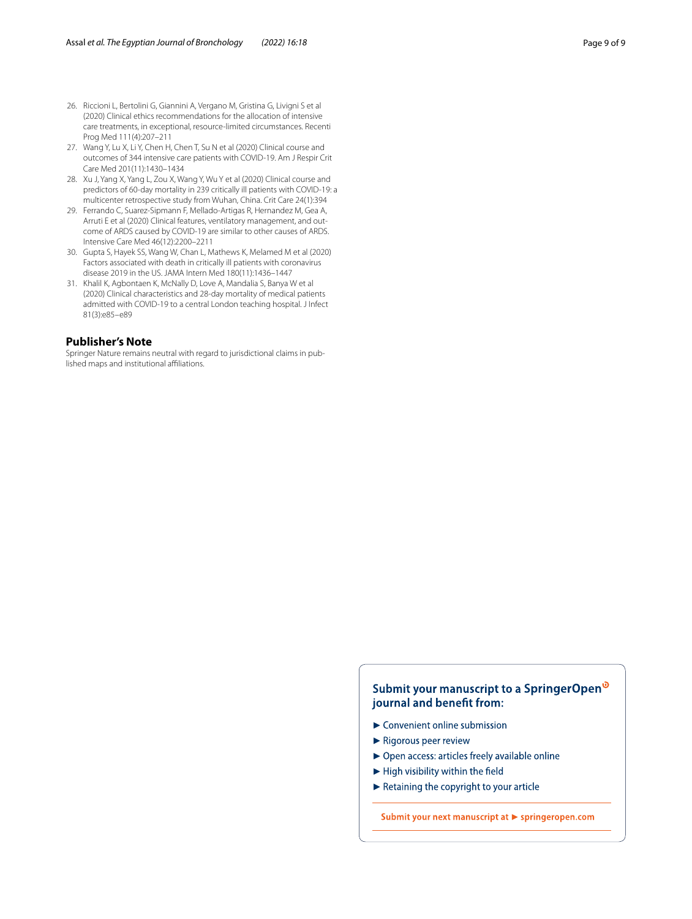26. Riccioni L, Bertolini G, Giannini A, Vergano M, Gristina G, Livigni S et al (2020) Clinical ethics recommendations for the allocation of intensive care treatments, in exceptional, resource-limited circumstances. Recenti Prog Med 111(4):207–211
27. Wang Y, Lu X, Li Y, Chen H, Chen T, Su N et al (2020) Clinical course and outcomes of 344 intensive care patients with COVID-19. Am J Respir Crit Care Med 201(11):1430–1434
28. Xu J, Yang X, Yang L, Zou X, Wang Y, Wu Y et al (2020) Clinical course and predictors of 60-day mortality in 239 critically ill patients with COVID-19: a multicenter retrospective study from Wuhan, China. Crit Care 24(1):394
29. Ferrando C, Suarez-Sipmann F, Mellado-Artigas R, Hernandez M, Gea A, Arruti E et al (2020) Clinical features, ventilatory management, and outcome of ARDS caused by COVID-19 are similar to other causes of ARDS. Intensive Care Med 46(12):2200–2211
30. Gupta S, Hayek SS, Wang W, Chan L, Mathews K, Melamed M et al (2020) Factors associated with death in critically ill patients with coronavirus disease 2019 in the US. JAMA Intern Med 180(11):1436–1447
31. Khalil K, Agbontaen K, McNally D, Love A, Mandalia S, Banya W et al (2020) Clinical characteristics and 28-day mortality of medical patients admitted with COVID-19 to a central London teaching hospital. J Infect 81(3):e85–e89

## Publisher's Note

Springer Nature remains neutral with regard to jurisdictional claims in published maps and institutional affiliations.

**Submit your manuscript to a SpringerOpen journal and benefit from:**

- ► Convenient online submission
- ► Rigorous peer review
- ► Open access: articles freely available online
- ► High visibility within the field
- ► Retaining the copyright to your article

**Submit your next manuscript at ► springeropen.com**